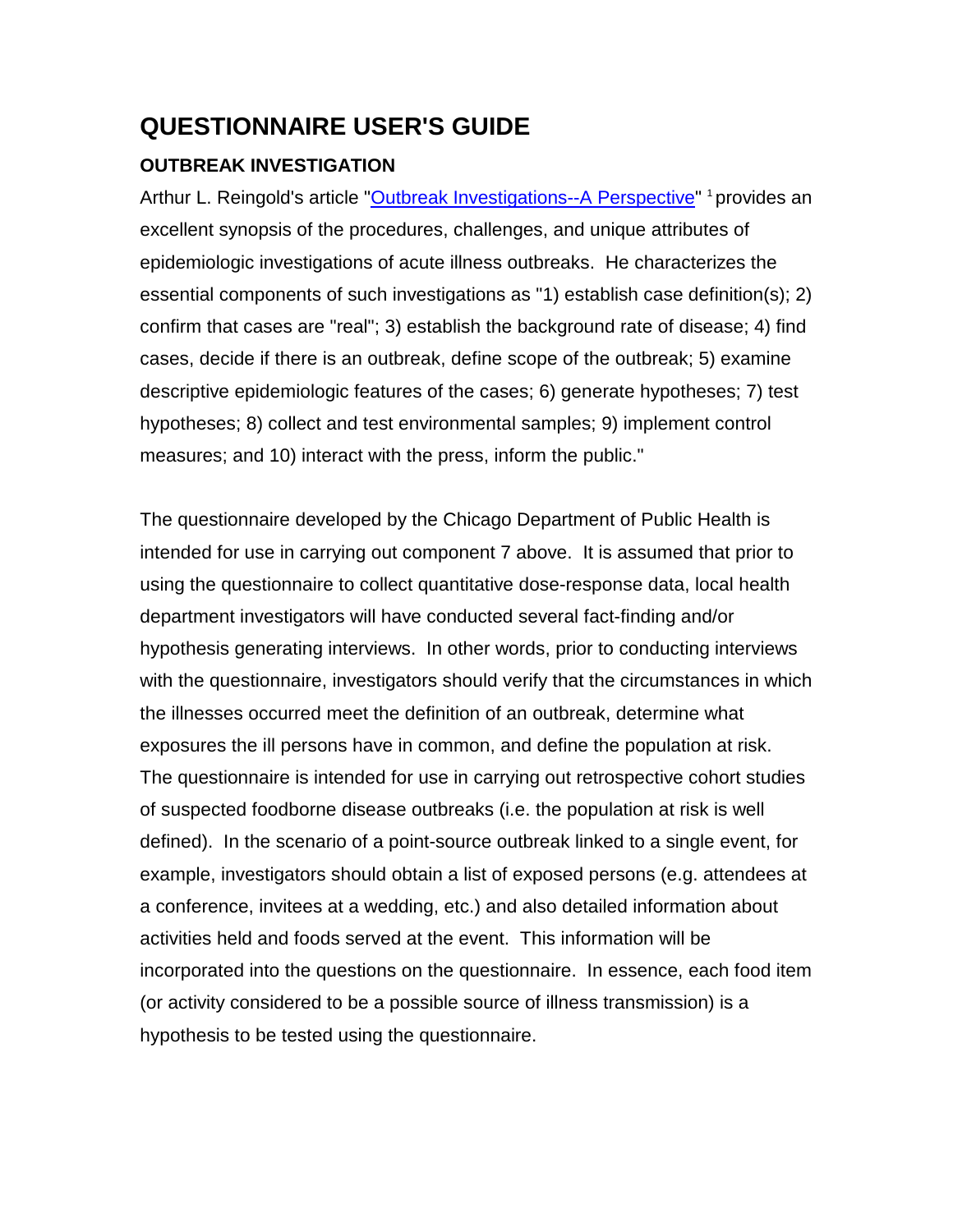# QUESTIONNAIRE USER'S GUIDE

## OUTBREAK INVESTIGATION

Arthur L. Reingold's article "Outbreak Investigations--A Perspective" [1] provides an excellent synopsis of the procedures, challenges, and unique attributes of epidemiologic investigations of acute illness outbreaks. He characterizes the essential components of such investigations as "1) establish case definition(s); 2) confirm that cases are "real"; 3) establish the background rate of disease; 4) find cases, decide if there is an outbreak, define scope of the outbreak; 5) examine descriptive epidemiologic features of the cases; 6) generate hypotheses; 7) test hypotheses; 8) collect and test environmental samples; 9) implement control measures; and 10) interact with the press, inform the public."

The questionnaire developed by the Chicago Department of Public Health is intended for use in carrying out component 7 above. It is assumed that prior to using the questionnaire to collect quantitative dose-response data, local health department investigators will have conducted several fact-finding and/or hypothesis generating interviews. In other words, prior to conducting interviews with the questionnaire, investigators should verify that the circumstances in which the illnesses occurred meet the definition of an outbreak, determine what exposures the ill persons have in common, and define the population at risk. The questionnaire is intended for use in carrying out retrospective cohort studies of suspected foodborne disease outbreaks (i.e. the population at risk is well defined). In the scenario of a point-source outbreak linked to a single event, for example, investigators should obtain a list of exposed persons (e.g. attendees at a conference, invitees at a wedding, etc.) and also detailed information about activities held and foods served at the event. This information will be incorporated into the questions on the questionnaire. In essence, each food item (or activity considered to be a possible source of illness transmission) is a hypothesis to be tested using the questionnaire.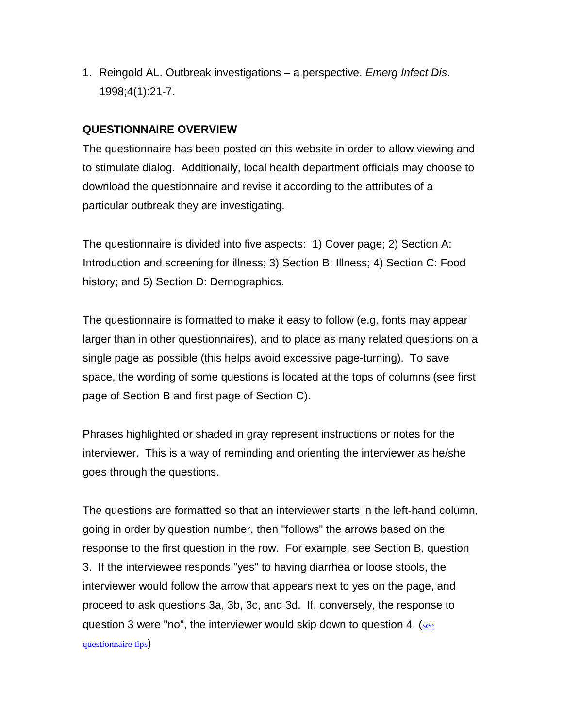1. Reingold AL. Outbreak investigations – a perspective. *Emerg Infect Dis*. 1998;4(1):21-7.

**QUESTIONNAIRE OVERVIEW**

The questionnaire has been posted on this website in order to allow viewing and to stimulate dialog. Additionally, local health department officials may choose to download the questionnaire and revise it according to the attributes of a particular outbreak they are investigating.

The questionnaire is divided into five aspects: 1) Cover page; 2) Section A: Introduction and screening for illness; 3) Section B: Illness; 4) Section C: Food history; and 5) Section D: Demographics.

The questionnaire is formatted to make it easy to follow (e.g. fonts may appear larger than in other questionnaires), and to place as many related questions on a single page as possible (this helps avoid excessive page-turning). To save space, the wording of some questions is located at the tops of columns (see first page of Section B and first page of Section C).

Phrases highlighted or shaded in gray represent instructions or notes for the interviewer. This is a way of reminding and orienting the interviewer as he/she goes through the questions.

The questions are formatted so that an interviewer starts in the left-hand column, going in order by question number, then "follows" the arrows based on the response to the first question in the row. For example, see Section B, question 3. If the interviewee responds "yes" to having diarrhea or loose stools, the interviewer would follow the arrow that appears next to yes on the page, and proceed to ask questions 3a, 3b, 3c, and 3d. If, conversely, the response to question 3 were "no", the interviewer would skip down to question 4. (see questionnaire tips)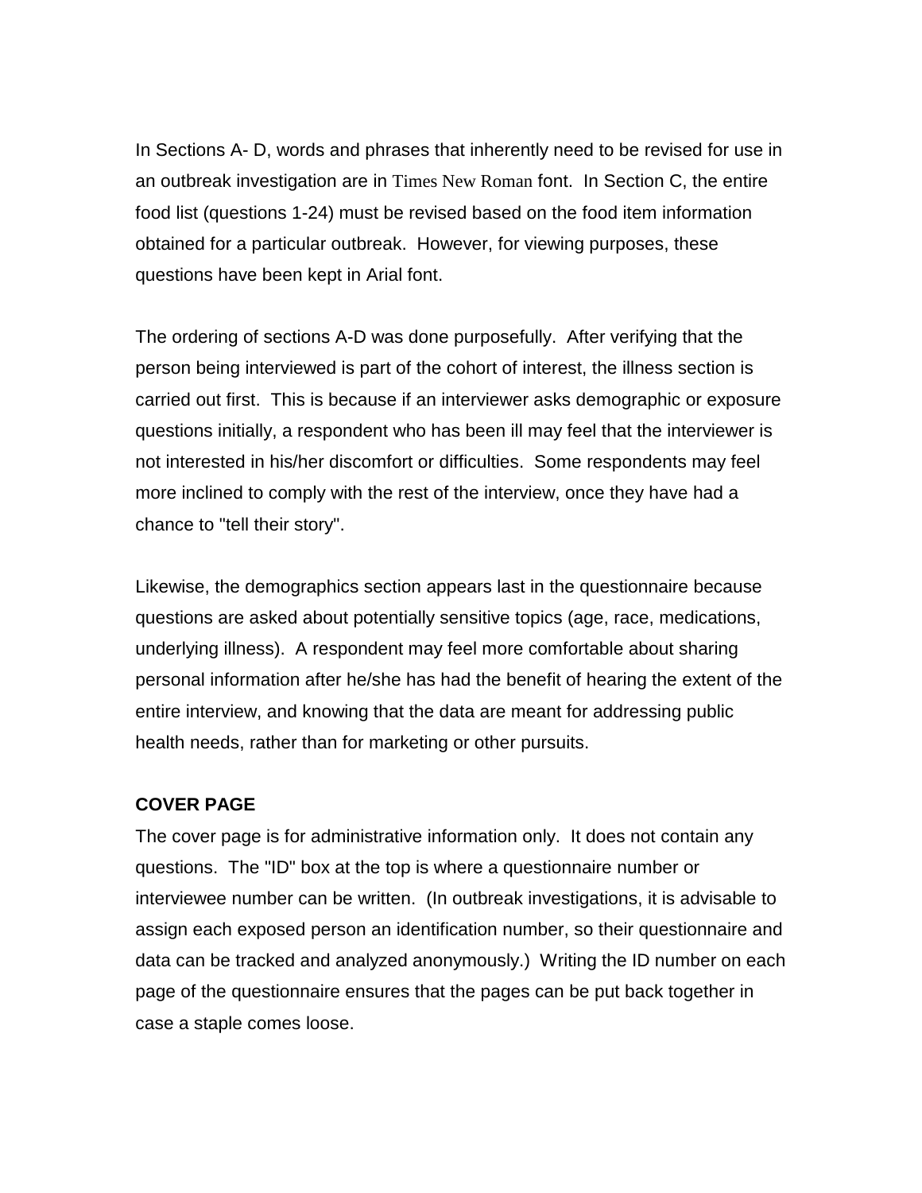In Sections A- D, words and phrases that inherently need to be revised for use in an outbreak investigation are in Times New Roman font. In Section C, the entire food list (questions 1-24) must be revised based on the food item information obtained for a particular outbreak. However, for viewing purposes, these questions have been kept in Arial font.

The ordering of sections A-D was done purposefully. After verifying that the person being interviewed is part of the cohort of interest, the illness section is carried out first. This is because if an interviewer asks demographic or exposure questions initially, a respondent who has been ill may feel that the interviewer is not interested in his/her discomfort or difficulties. Some respondents may feel more inclined to comply with the rest of the interview, once they have had a chance to "tell their story".

Likewise, the demographics section appears last in the questionnaire because questions are asked about potentially sensitive topics (age, race, medications, underlying illness). A respondent may feel more comfortable about sharing personal information after he/she has had the benefit of hearing the extent of the entire interview, and knowing that the data are meant for addressing public health needs, rather than for marketing or other pursuits.

**COVER PAGE**

The cover page is for administrative information only. It does not contain any questions. The "ID" box at the top is where a questionnaire number or interviewee number can be written. (In outbreak investigations, it is advisable to assign each exposed person an identification number, so their questionnaire and data can be tracked and analyzed anonymously.) Writing the ID number on each page of the questionnaire ensures that the pages can be put back together in case a staple comes loose.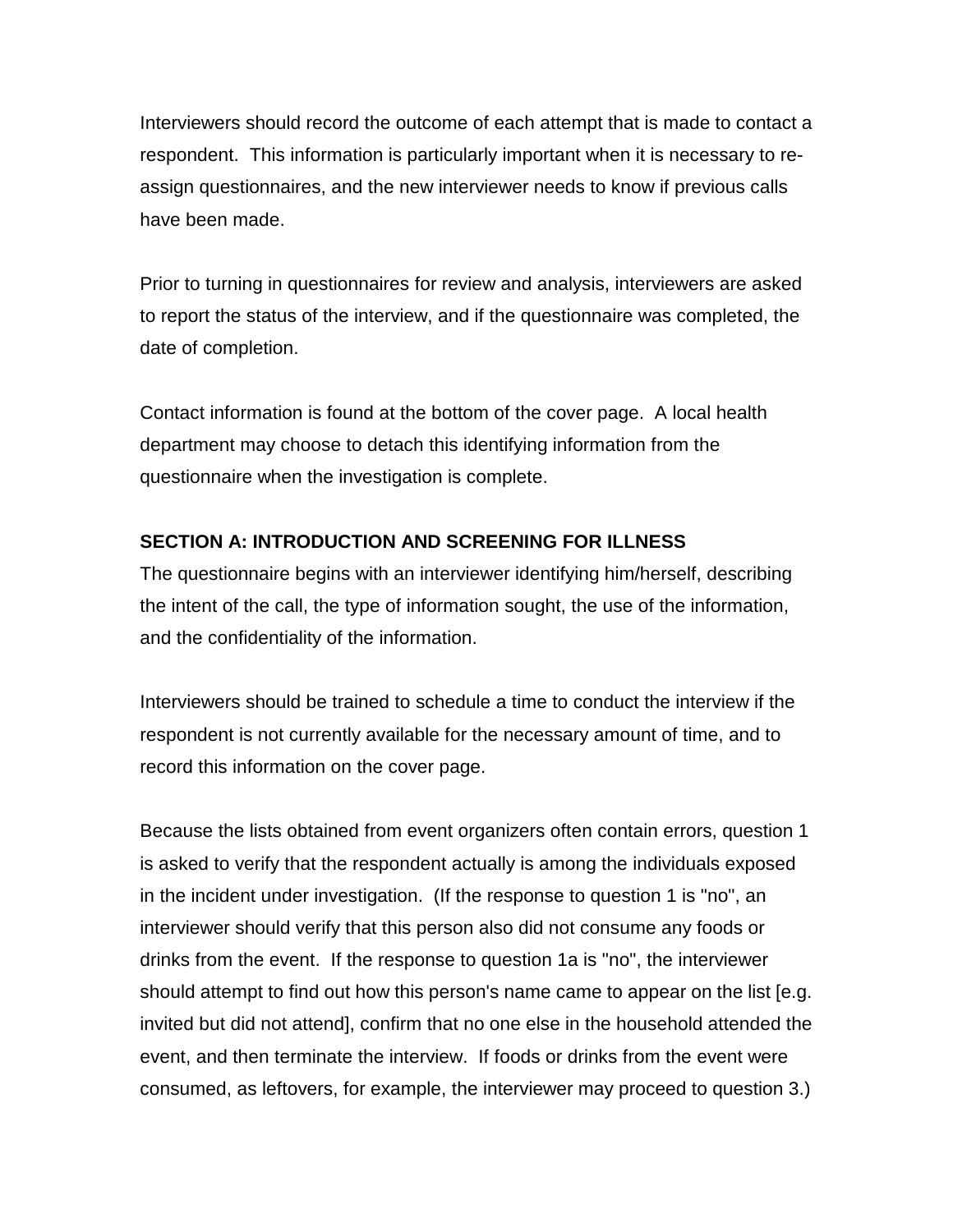Interviewers should record the outcome of each attempt that is made to contact a respondent. This information is particularly important when it is necessary to re-assign questionnaires, and the new interviewer needs to know if previous calls have been made.

Prior to turning in questionnaires for review and analysis, interviewers are asked to report the status of the interview, and if the questionnaire was completed, the date of completion.

Contact information is found at the bottom of the cover page. A local health department may choose to detach this identifying information from the questionnaire when the investigation is complete.

**SECTION A: INTRODUCTION AND SCREENING FOR ILLNESS**

The questionnaire begins with an interviewer identifying him/herself, describing the intent of the call, the type of information sought, the use of the information, and the confidentiality of the information.

Interviewers should be trained to schedule a time to conduct the interview if the respondent is not currently available for the necessary amount of time, and to record this information on the cover page.

Because the lists obtained from event organizers often contain errors, question 1 is asked to verify that the respondent actually is among the individuals exposed in the incident under investigation. (If the response to question 1 is "no", an interviewer should verify that this person also did not consume any foods or drinks from the event. If the response to question 1a is "no", the interviewer should attempt to find out how this person's name came to appear on the list [e.g. invited but did not attend], confirm that no one else in the household attended the event, and then terminate the interview. If foods or drinks from the event were consumed, as leftovers, for example, the interviewer may proceed to question 3.)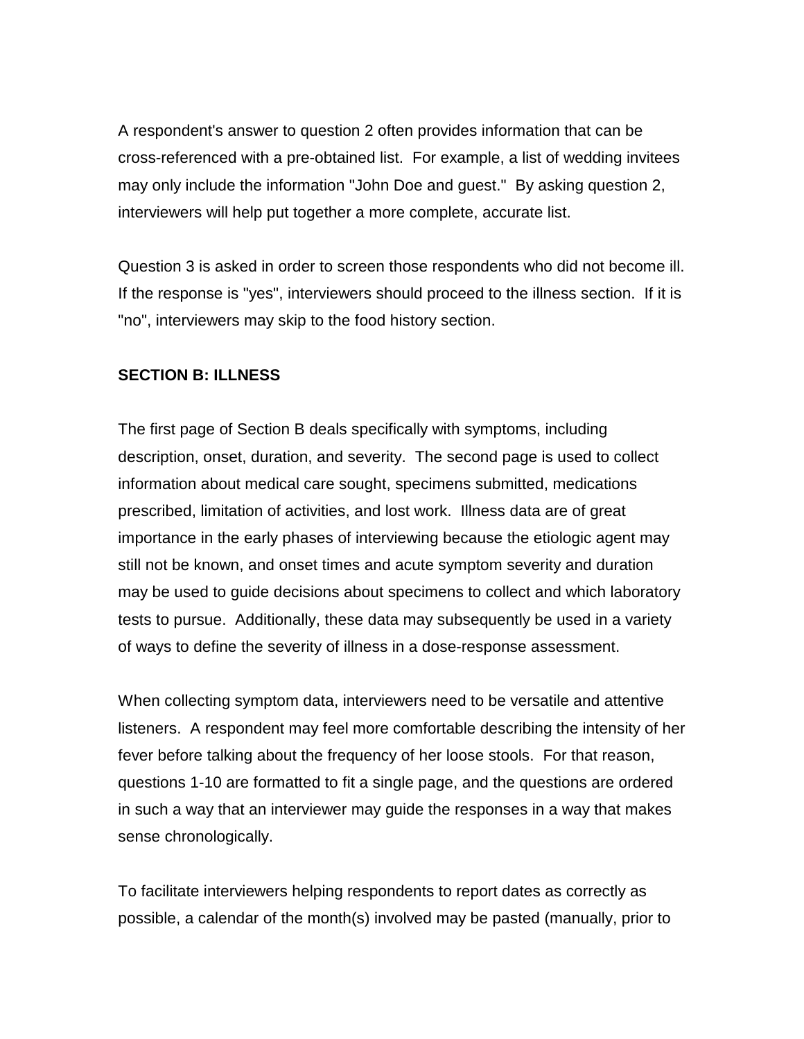A respondent's answer to question 2 often provides information that can be cross-referenced with a pre-obtained list. For example, a list of wedding invitees may only include the information "John Doe and guest." By asking question 2, interviewers will help put together a more complete, accurate list.

Question 3 is asked in order to screen those respondents who did not become ill. If the response is "yes", interviewers should proceed to the illness section. If it is "no", interviewers may skip to the food history section.

**SECTION B: ILLNESS**

The first page of Section B deals specifically with symptoms, including description, onset, duration, and severity. The second page is used to collect information about medical care sought, specimens submitted, medications prescribed, limitation of activities, and lost work. Illness data are of great importance in the early phases of interviewing because the etiologic agent may still not be known, and onset times and acute symptom severity and duration may be used to guide decisions about specimens to collect and which laboratory tests to pursue. Additionally, these data may subsequently be used in a variety of ways to define the severity of illness in a dose-response assessment.

When collecting symptom data, interviewers need to be versatile and attentive listeners. A respondent may feel more comfortable describing the intensity of her fever before talking about the frequency of her loose stools. For that reason, questions 1-10 are formatted to fit a single page, and the questions are ordered in such a way that an interviewer may guide the responses in a way that makes sense chronologically.

To facilitate interviewers helping respondents to report dates as correctly as possible, a calendar of the month(s) involved may be pasted (manually, prior to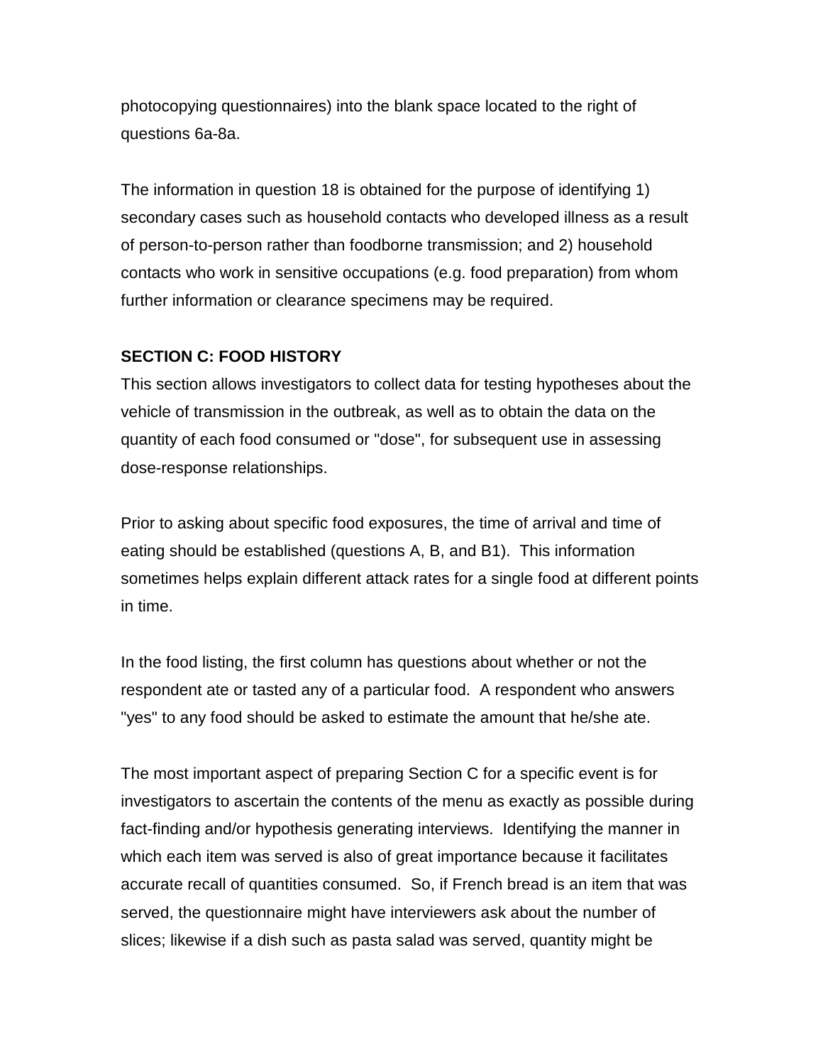photocopying questionnaires) into the blank space located to the right of questions 6a-8a.

The information in question 18 is obtained for the purpose of identifying 1) secondary cases such as household contacts who developed illness as a result of person-to-person rather than foodborne transmission; and 2) household contacts who work in sensitive occupations (e.g. food preparation) from whom further information or clearance specimens may be required.

**SECTION C: FOOD HISTORY**

This section allows investigators to collect data for testing hypotheses about the vehicle of transmission in the outbreak, as well as to obtain the data on the quantity of each food consumed or "dose", for subsequent use in assessing dose-response relationships.

Prior to asking about specific food exposures, the time of arrival and time of eating should be established (questions A, B, and B1). This information sometimes helps explain different attack rates for a single food at different points in time.

In the food listing, the first column has questions about whether or not the respondent ate or tasted any of a particular food. A respondent who answers "yes" to any food should be asked to estimate the amount that he/she ate.

The most important aspect of preparing Section C for a specific event is for investigators to ascertain the contents of the menu as exactly as possible during fact-finding and/or hypothesis generating interviews. Identifying the manner in which each item was served is also of great importance because it facilitates accurate recall of quantities consumed. So, if French bread is an item that was served, the questionnaire might have interviewers ask about the number of slices; likewise if a dish such as pasta salad was served, quantity might be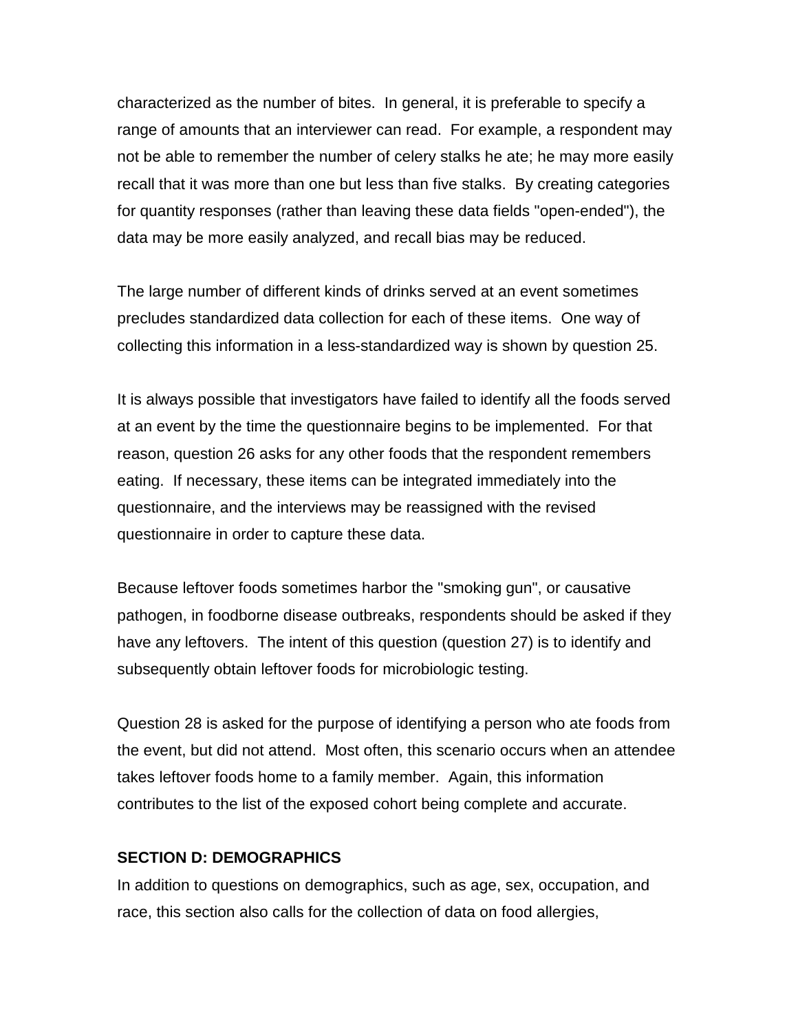characterized as the number of bites. In general, it is preferable to specify a range of amounts that an interviewer can read. For example, a respondent may not be able to remember the number of celery stalks he ate; he may more easily recall that it was more than one but less than five stalks. By creating categories for quantity responses (rather than leaving these data fields "open-ended"), the data may be more easily analyzed, and recall bias may be reduced.

The large number of different kinds of drinks served at an event sometimes precludes standardized data collection for each of these items. One way of collecting this information in a less-standardized way is shown by question 25.

It is always possible that investigators have failed to identify all the foods served at an event by the time the questionnaire begins to be implemented. For that reason, question 26 asks for any other foods that the respondent remembers eating. If necessary, these items can be integrated immediately into the questionnaire, and the interviews may be reassigned with the revised questionnaire in order to capture these data.

Because leftover foods sometimes harbor the "smoking gun", or causative pathogen, in foodborne disease outbreaks, respondents should be asked if they have any leftovers. The intent of this question (question 27) is to identify and subsequently obtain leftover foods for microbiologic testing.

Question 28 is asked for the purpose of identifying a person who ate foods from the event, but did not attend. Most often, this scenario occurs when an attendee takes leftover foods home to a family member. Again, this information contributes to the list of the exposed cohort being complete and accurate.

**SECTION D: DEMOGRAPHICS**

In addition to questions on demographics, such as age, sex, occupation, and race, this section also calls for the collection of data on food allergies,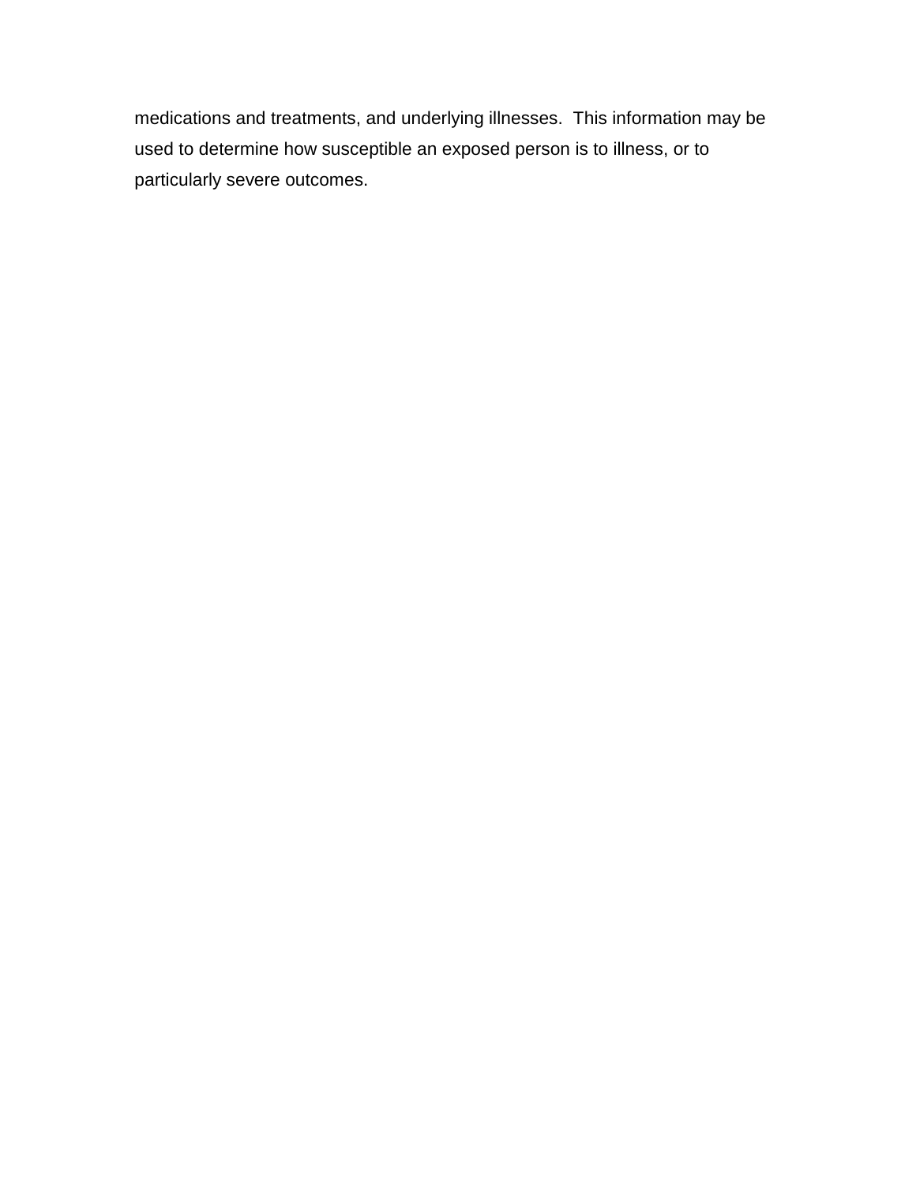medications and treatments, and underlying illnesses.  This information may be used to determine how susceptible an exposed person is to illness, or to particularly severe outcomes.